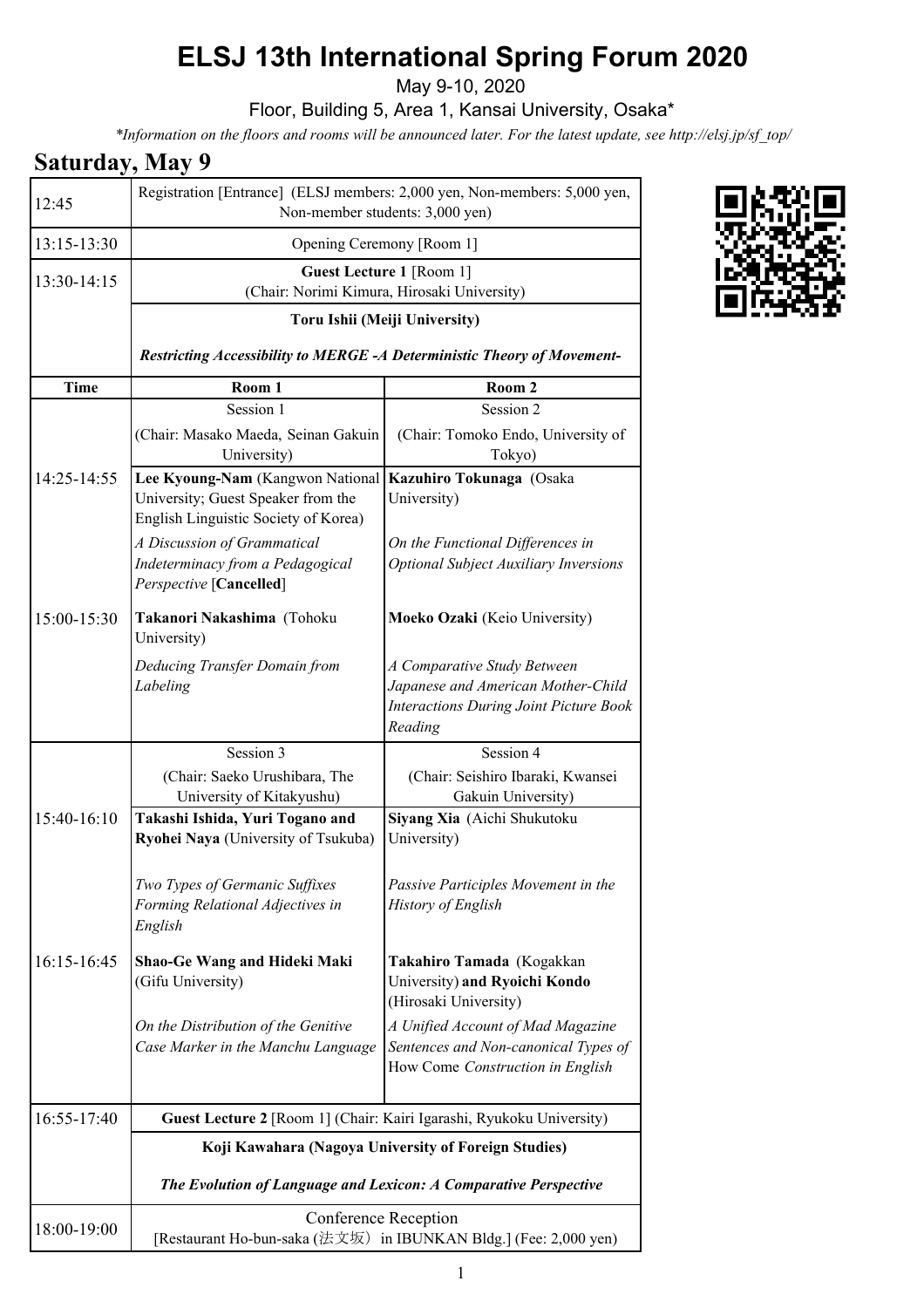# ELSJ 13th International Spring Forum 2020

May 9-10, 2020

Floor, Building 5, Area 1, Kansai University, Osaka*

*Information on the floors and rooms will be announced later. For the latest update, see http://elsj.jp/sf_top/*

## Saturday, May 9

| | | |
|---|---|---|
| 12:45 | Registration [Entrance] (ELSJ members: 2,000 yen, Non-members: 5,000 yen, Non-member students: 3,000 yen) | |
| 13:15-13:30 | Opening Ceremony [Room 1] | |
| 13:30-14:15 | **Guest Lecture 1** [Room 1] (Chair: Norimi Kimura, Hirosaki University) | |
| | **Toru Ishii (Meiji University)** *Restricting Accessibility to MERGE -A Deterministic Theory of Movement-* | |
| **Time** | **Room 1** | **Room 2** |
| | Session 1 (Chair: Masako Maeda, Seinan Gakuin University) | Session 2 (Chair: Tomoko Endo, University of Tokyo) |
| 14:25-14:55 | **Lee Kyoung-Nam** (Kangwon National University; Guest Speaker from the English Linguistic Society of Korea) *A Discussion of Grammatical Indeterminacy from a Pedagogical Perspective* [**Cancelled**] | **Kazuhiro Tokunaga** (Osaka University) *On the Functional Differences in Optional Subject Auxiliary Inversions* |
| 15:00-15:30 | **Takanori Nakashima** (Tohoku University) *Deducing Transfer Domain from Labeling* | **Moeko Ozaki** (Keio University) *A Comparative Study Between Japanese and American Mother-Child Interactions During Joint Picture Book Reading* |
| | Session 3 (Chair: Saeko Urushibara, The University of Kitakyushu) | Session 4 (Chair: Seishiro Ibaraki, Kwansei Gakuin University) |
| 15:40-16:10 | **Takashi Ishida, Yuri Togano and Ryohei Naya** (University of Tsukuba) *Two Types of Germanic Suffixes Forming Relational Adjectives in English* | **Siyang Xia** (Aichi Shukutoku University) *Passive Participles Movement in the History of English* |
| 16:15-16:45 | **Shao-Ge Wang and Hideki Maki** (Gifu University) *On the Distribution of the Genitive Case Marker in the Manchu Language* | **Takahiro Tamada** (Kogakkan University) **and Ryoichi Kondo** (Hirosaki University) *A Unified Account of Mad Magazine Sentences and Non-canonical Types of* How Come *Construction in English* |
| 16:55-17:40 | **Guest Lecture 2** [Room 1] (Chair: Kairi Igarashi, Ryukoku University) | |
| | **Koji Kawahara (Nagoya University of Foreign Studies)** ***The Evolution of Language and Lexicon: A Comparative Perspective*** | |
| 18:00-19:00 | Conference Reception [Restaurant Ho-bun-saka (法文坂) in IBUNKAN Bldg.] (Fee: 2,000 yen) | |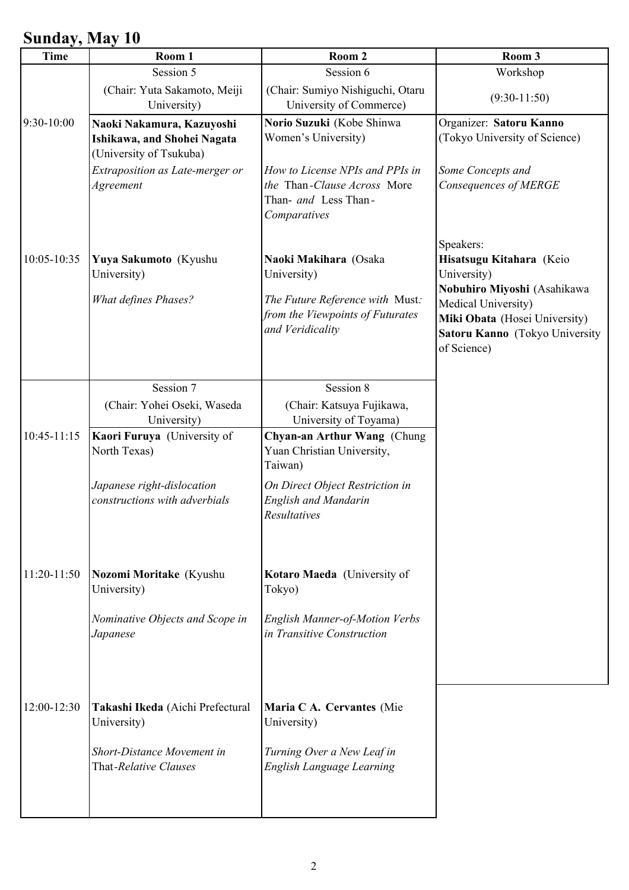## Sunday, May 10

| Time | Room 1 | Room 2 | Room 3 |
|---|---|---|---|
| | Session 5<br>(Chair: Yuta Sakamoto, Meiji University) | Session 6<br>(Chair: Sumiyo Nishiguchi, Otaru University of Commerce) | Workshop<br>(9:30-11:50) |
| 9:30-10:00 | **Naoki Nakamura, Kazuyoshi Ishikawa, and Shohei Nagata** (University of Tsukuba)<br>*Extraposition as Late-merger or Agreement* | **Norio Suzuki** (Kobe Shinwa Women's University)<br>*How to License NPIs and PPIs in the* Than*-Clause Across* More Than- *and* Less Than*-Comparatives* | Organizer: **Satoru Kanno** (Tokyo University of Science)<br>*Some Concepts and Consequences of MERGE*<br><br>Speakers:<br>**Hisatsugu Kitahara** (Keio University)<br>**Nobuhiro Miyoshi** (Asahikawa Medical University)<br>**Miki Obata** (Hosei University)<br>**Satoru Kanno** (Tokyo University of Science) |
| 10:05-10:35 | **Yuya Sakumoto** (Kyushu University)<br>*What defines Phases?* | **Naoki Makihara** (Osaka University)<br>*The Future Reference with* Must*: from the Viewpoints of Futurates and Veridicality* | |
| | Session 7<br>(Chair: Yohei Oseki, Waseda University) | Session 8<br>(Chair: Katsuya Fujikawa, University of Toyama) | |
| 10:45-11:15 | **Kaori Furuya** (University of North Texas)<br>*Japanese right-dislocation constructions with adverbials* | **Chyan-an Arthur Wang** (Chung Yuan Christian University, Taiwan)<br>*On Direct Object Restriction in English and Mandarin Resultatives* | |
| 11:20-11:50 | **Nozomi Moritake** (Kyushu University)<br>*Nominative Objects and Scope in Japanese* | **Kotaro Maeda** (University of Tokyo)<br>*English Manner-of-Motion Verbs in Transitive Construction* | |
| 12:00-12:30 | **Takashi Ikeda** (Aichi Prefectural University)<br>*Short-Distance Movement in* That*-Relative Clauses* | **Maria C A. Cervantes** (Mie University)<br>*Turning Over a New Leaf in English Language Learning* | |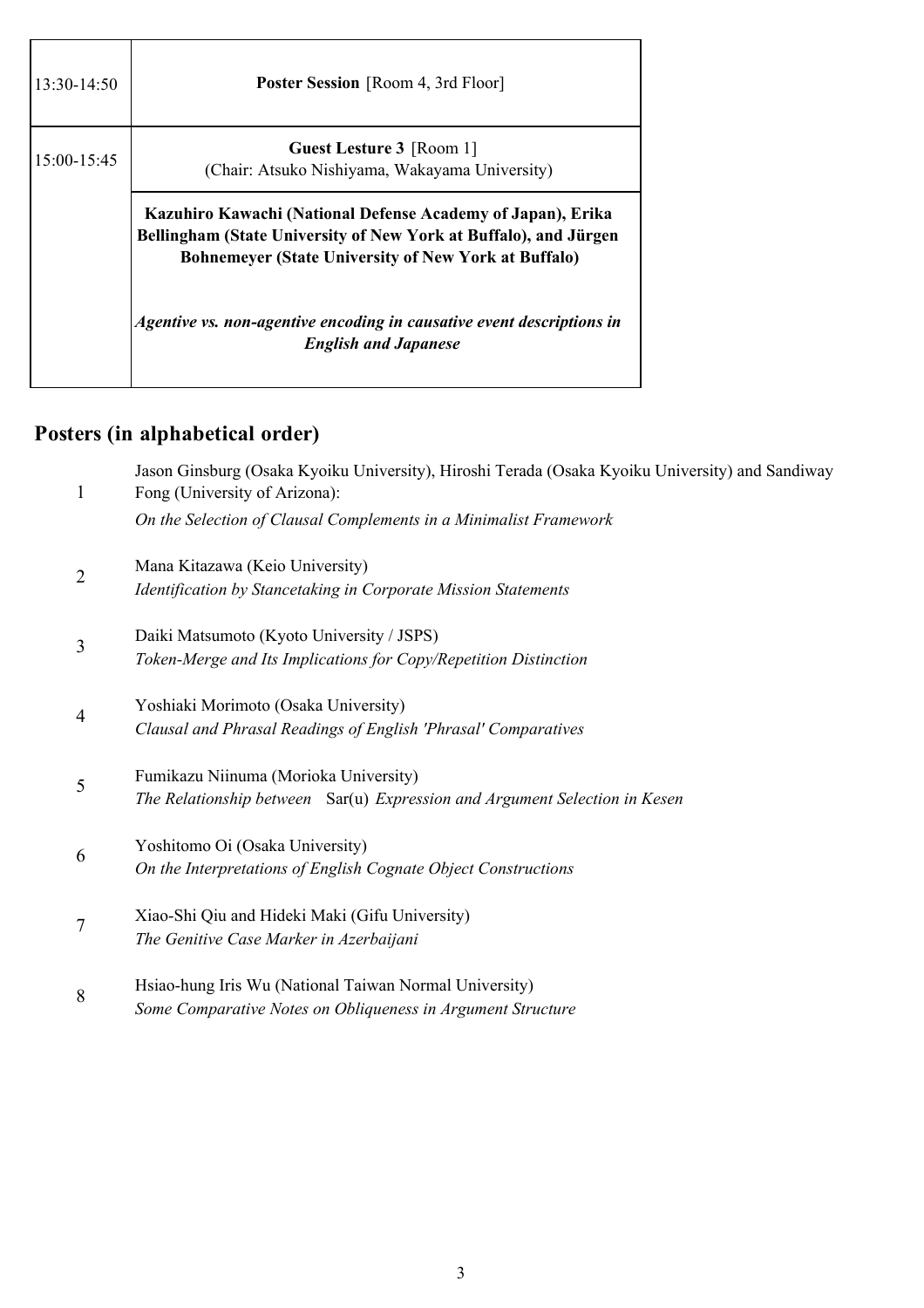| | |
|---|---|
| 13:30-14:50 | **Poster Session** [Room 4, 3rd Floor] |
| 15:00-15:45 | **Guest Lesture 3** [Room 1]<br>(Chair: Atsuko Nishiyama, Wakayama University) |
| | **Kazuhiro Kawachi (National Defense Academy of Japan), Erika Bellingham (State University of New York at Buffalo), and Jürgen Bohnemeyer (State University of New York at Buffalo)**<br><br>***Agentive vs. non-agentive encoding in causative event descriptions in English and Japanese*** |

## Posters (in alphabetical order)

1. Jason Ginsburg (Osaka Kyoiku University), Hiroshi Terada (Osaka Kyoiku University) and Sandiway Fong (University of Arizona):
   *On the Selection of Clausal Complements in a Minimalist Framework*

2. Mana Kitazawa (Keio University)
   *Identification by Stancetaking in Corporate Mission Statements*

3. Daiki Matsumoto (Kyoto University / JSPS)
   *Token-Merge and Its Implications for Copy/Repetition Distinction*

4. Yoshiaki Morimoto (Osaka University)
   *Clausal and Phrasal Readings of English 'Phrasal' Comparatives*

5. Fumikazu Niinuma (Morioka University)
   *The Relationship between* Sar(u) *Expression and Argument Selection in Kesen*

6. Yoshitomo Oi (Osaka University)
   *On the Interpretations of English Cognate Object Constructions*

7. Xiao-Shi Qiu and Hideki Maki (Gifu University)
   *The Genitive Case Marker in Azerbaijani*

8. Hsiao-hung Iris Wu (National Taiwan Normal University)
   *Some Comparative Notes on Obliqueness in Argument Structure*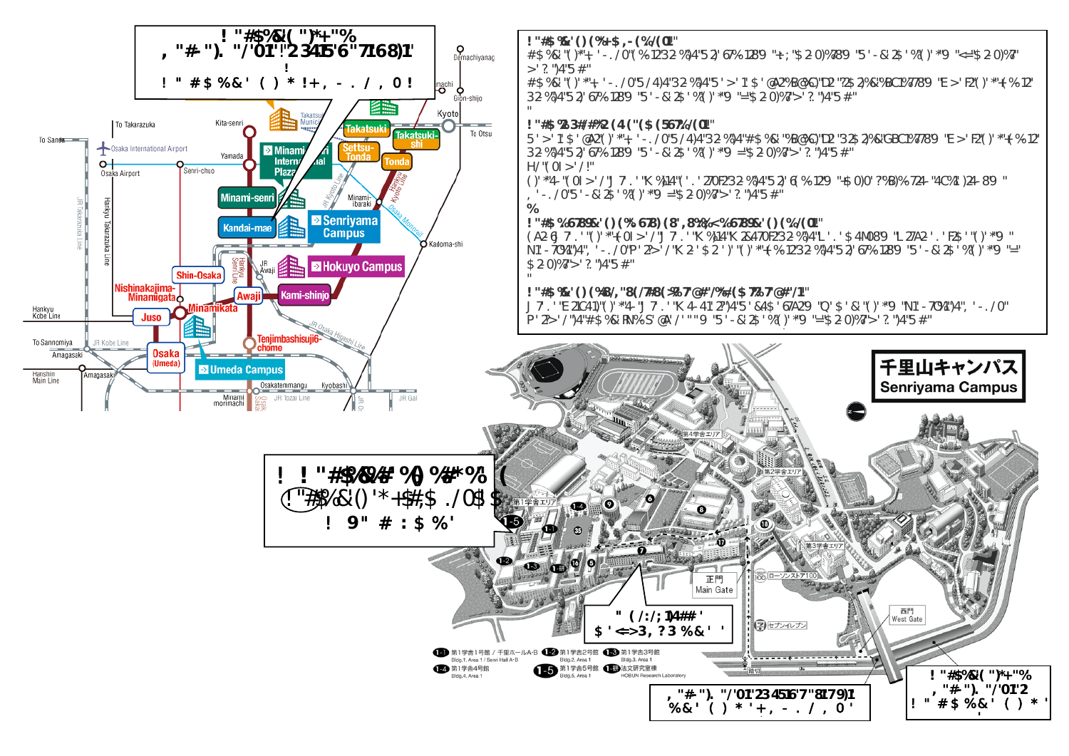Demachiyanagi
Gion-shijo
Kyoto
To Otsu
To Takarazuka
Kita-senri
To Sanda
Osaka International Airport
Yamada
Osaka Airport
Senri-chuo
Minami-senri
Kandai-mae
Senriyama Campus
Takatsuki
Takatsuki-shi
Settsu-Tonda
Tonda
Minami-ibaraki
JR Kyoto Line
Hankyu Kyoto Line
Osaka Monorail
Kadoma-shi
JR Takarazuka Line
Hankyu Takarazuka Line
Shin-Osaka
Hankyu Senri Line
JR Awaji
Hokuyo Campus
Nishinakajima-Minamigata
Awaji
Kami-shinjo
Hankyu Kobe Line
Juso
Minamikata
JR Osaka Higashi Line
Tenjimbashisuji6-chome
To Sannomiya
JR Kobe Line
Amagasaki
Osaka (Umeda)
Umeda Campus
Hanshin Main Line
Amagasaki
Osakatemmangu
Kyobashi
Minami morimachi
JR Tozai Line
JR Gal

千里山キャンパス
Senriyama Campus

第4学舎エリア
第2学舎エリア
第1学舎エリア
第3学舎エリア
ローソンストア100
正門
Main Gate
セブンイレブン
西門
West Gate
踏切

1-1 第1学舎1号館 / 千里ホールA·B
Bldg.1, Area 1 / Senri Hall A·B
1-2 第1学舎2号館
Bldg.2, Area 1
1-3 第1学舎3号館
Bldg.3, Area 1
1-4 第1学舎4号館
Bldg.4, Area 1
1-5 第1学舎5号館
Bldg.5, Area 1
1-研 法文研究棟
HOBUN Research Laboratory